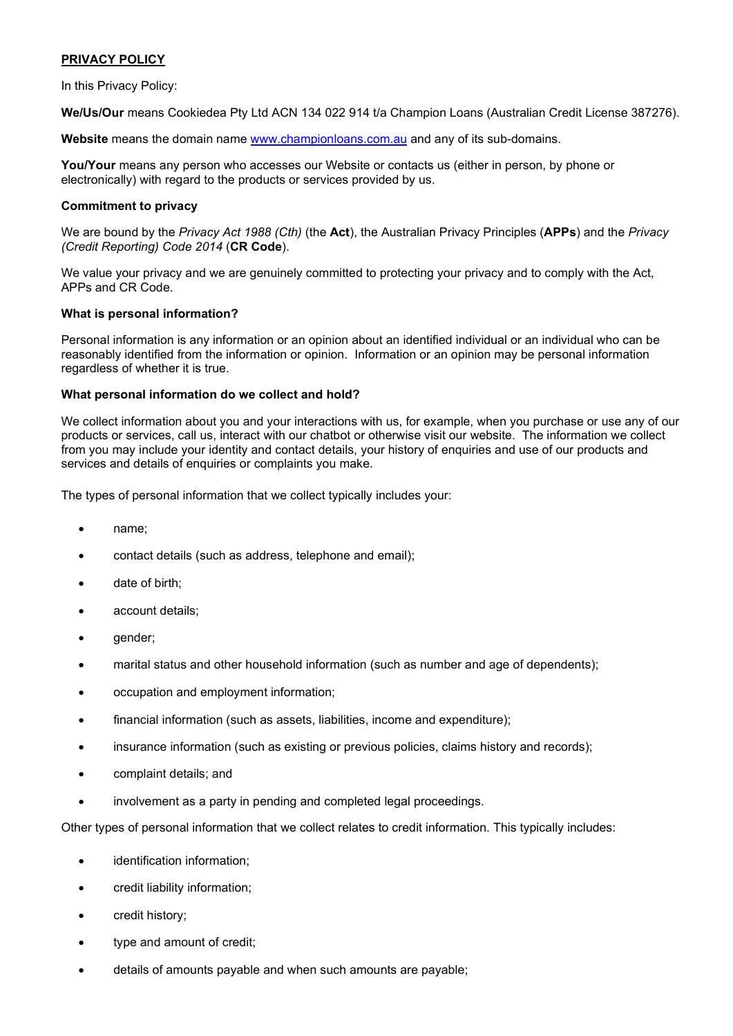**PRIVACY POLICY**

In this Privacy Policy:

**We/Us/Our** means Cookiedea Pty Ltd ACN 134 022 914 t/a Champion Loans (Australian Credit License 387276).

**Website** means the domain name www.championloans.com.au and any of its sub-domains.

**You/Your** means any person who accesses our Website or contacts us (either in person, by phone or electronically) with regard to the products or services provided by us.

**Commitment to privacy**

We are bound by the *Privacy Act 1988 (Cth)* (the **Act**), the Australian Privacy Principles (**APPs**) and the *Privacy (Credit Reporting) Code 2014* (**CR Code**).

We value your privacy and we are genuinely committed to protecting your privacy and to comply with the Act, APPs and CR Code.

**What is personal information?**

Personal information is any information or an opinion about an identified individual or an individual who can be reasonably identified from the information or opinion. Information or an opinion may be personal information regardless of whether it is true.

**What personal information do we collect and hold?**

We collect information about you and your interactions with us, for example, when you purchase or use any of our products or services, call us, interact with our chatbot or otherwise visit our website. The information we collect from you may include your identity and contact details, your history of enquiries and use of our products and services and details of enquiries or complaints you make.

The types of personal information that we collect typically includes your:

- name;
- contact details (such as address, telephone and email);
- date of birth;
- account details;
- gender;
- marital status and other household information (such as number and age of dependents);
- occupation and employment information;
- financial information (such as assets, liabilities, income and expenditure);
- insurance information (such as existing or previous policies, claims history and records);
- complaint details; and
- involvement as a party in pending and completed legal proceedings.

Other types of personal information that we collect relates to credit information. This typically includes:

- identification information;
- credit liability information;
- credit history;
- type and amount of credit;
- details of amounts payable and when such amounts are payable;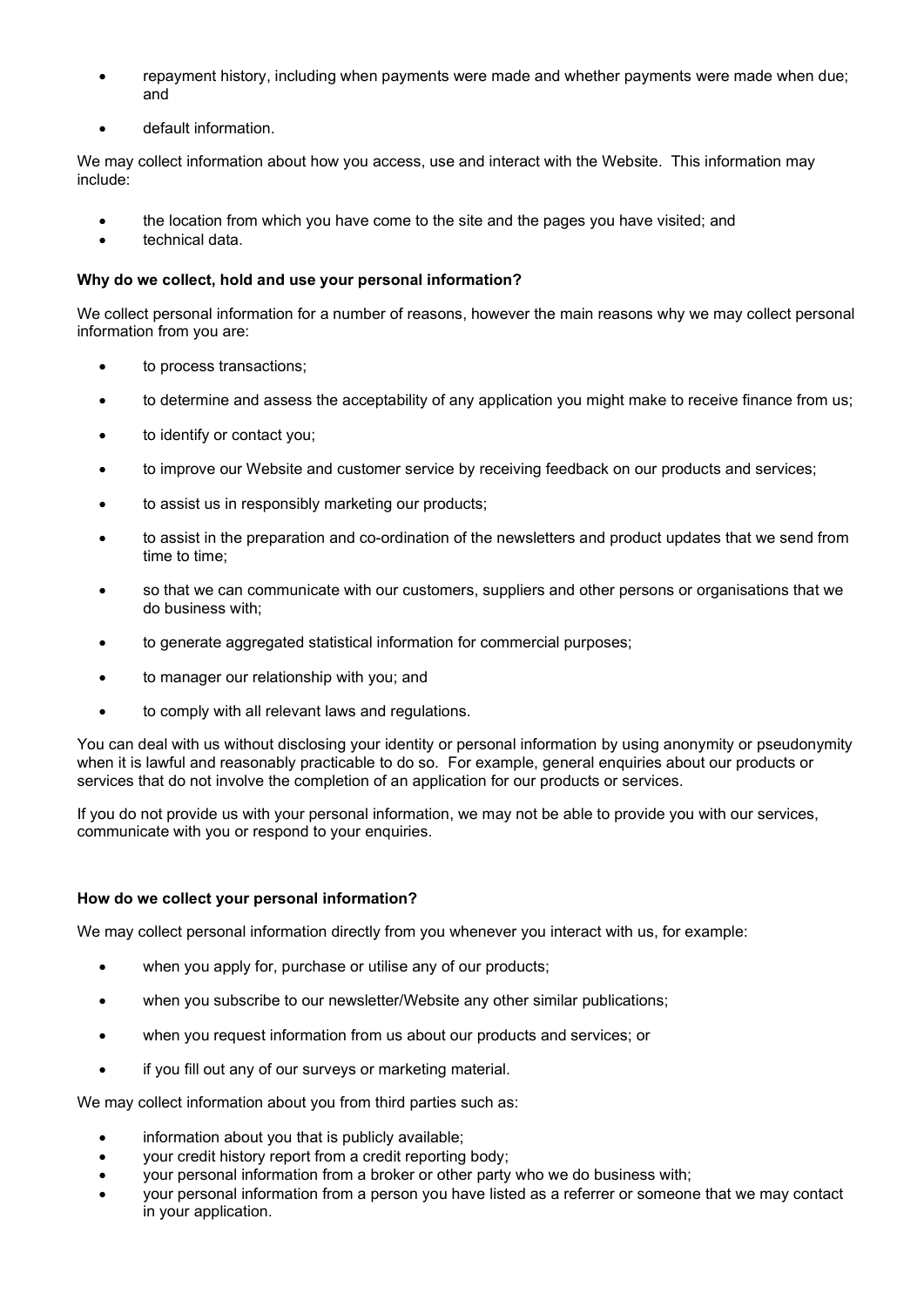- repayment history, including when payments were made and whether payments were made when due; and
- default information.

We may collect information about how you access, use and interact with the Website. This information may include:

- the location from which you have come to the site and the pages you have visited; and
- technical data.

**Why do we collect, hold and use your personal information?**

We collect personal information for a number of reasons, however the main reasons why we may collect personal information from you are:

- to process transactions;
- to determine and assess the acceptability of any application you might make to receive finance from us;
- to identify or contact you;
- to improve our Website and customer service by receiving feedback on our products and services;
- to assist us in responsibly marketing our products;
- to assist in the preparation and co-ordination of the newsletters and product updates that we send from time to time;
- so that we can communicate with our customers, suppliers and other persons or organisations that we do business with;
- to generate aggregated statistical information for commercial purposes;
- to manager our relationship with you; and
- to comply with all relevant laws and regulations.

You can deal with us without disclosing your identity or personal information by using anonymity or pseudonymity when it is lawful and reasonably practicable to do so. For example, general enquiries about our products or services that do not involve the completion of an application for our products or services.

If you do not provide us with your personal information, we may not be able to provide you with our services, communicate with you or respond to your enquiries.

**How do we collect your personal information?**

We may collect personal information directly from you whenever you interact with us, for example:

- when you apply for, purchase or utilise any of our products;
- when you subscribe to our newsletter/Website any other similar publications;
- when you request information from us about our products and services; or
- if you fill out any of our surveys or marketing material.

We may collect information about you from third parties such as:

- information about you that is publicly available;
- your credit history report from a credit reporting body;
- your personal information from a broker or other party who we do business with;
- your personal information from a person you have listed as a referrer or someone that we may contact in your application.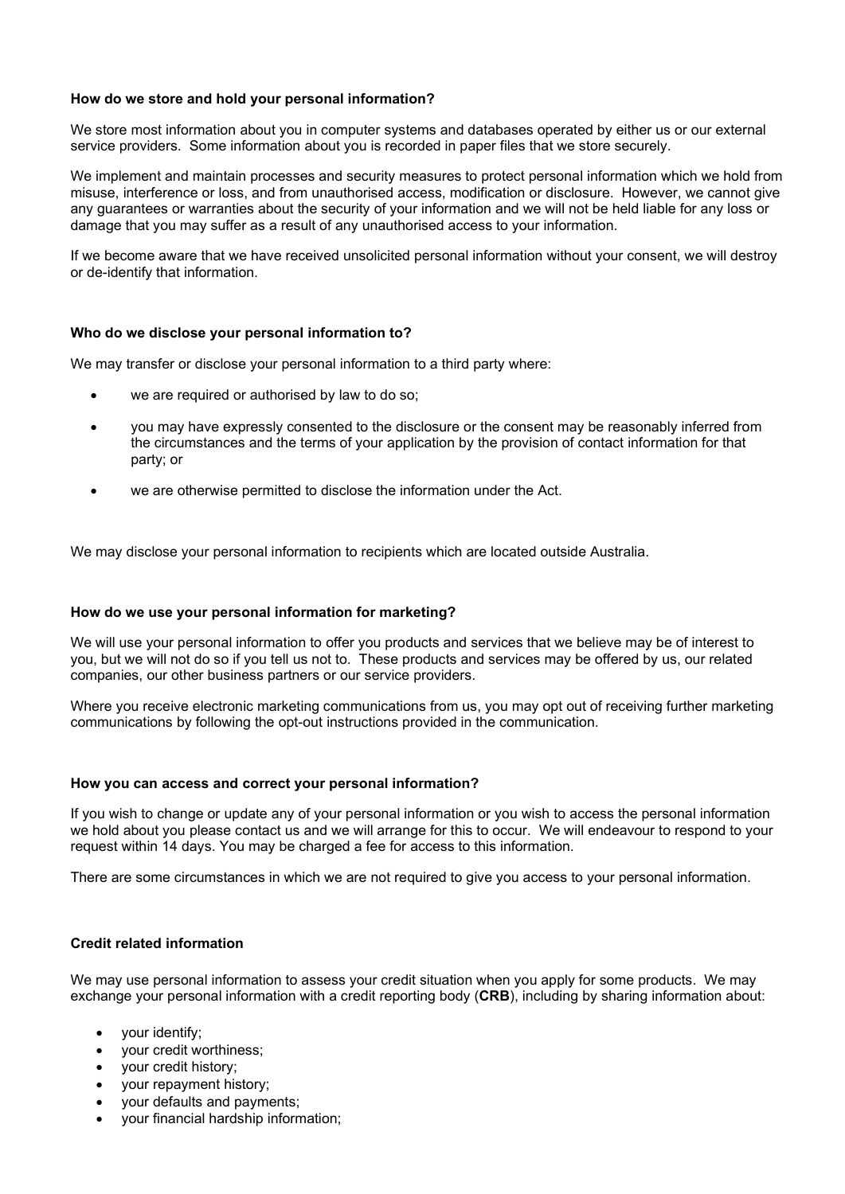**How do we store and hold your personal information?**

We store most information about you in computer systems and databases operated by either us or our external service providers. Some information about you is recorded in paper files that we store securely.

We implement and maintain processes and security measures to protect personal information which we hold from misuse, interference or loss, and from unauthorised access, modification or disclosure. However, we cannot give any guarantees or warranties about the security of your information and we will not be held liable for any loss or damage that you may suffer as a result of any unauthorised access to your information.

If we become aware that we have received unsolicited personal information without your consent, we will destroy or de-identify that information.

**Who do we disclose your personal information to?**

We may transfer or disclose your personal information to a third party where:

- we are required or authorised by law to do so;
- you may have expressly consented to the disclosure or the consent may be reasonably inferred from the circumstances and the terms of your application by the provision of contact information for that party; or
- we are otherwise permitted to disclose the information under the Act.

We may disclose your personal information to recipients which are located outside Australia.

**How do we use your personal information for marketing?**

We will use your personal information to offer you products and services that we believe may be of interest to you, but we will not do so if you tell us not to. These products and services may be offered by us, our related companies, our other business partners or our service providers.

Where you receive electronic marketing communications from us, you may opt out of receiving further marketing communications by following the opt-out instructions provided in the communication.

**How you can access and correct your personal information?**

If you wish to change or update any of your personal information or you wish to access the personal information we hold about you please contact us and we will arrange for this to occur. We will endeavour to respond to your request within 14 days. You may be charged a fee for access to this information.

There are some circumstances in which we are not required to give you access to your personal information.

**Credit related information**

We may use personal information to assess your credit situation when you apply for some products. We may exchange your personal information with a credit reporting body (**CRB**), including by sharing information about:

- your identify;
- your credit worthiness;
- your credit history;
- your repayment history;
- your defaults and payments;
- your financial hardship information;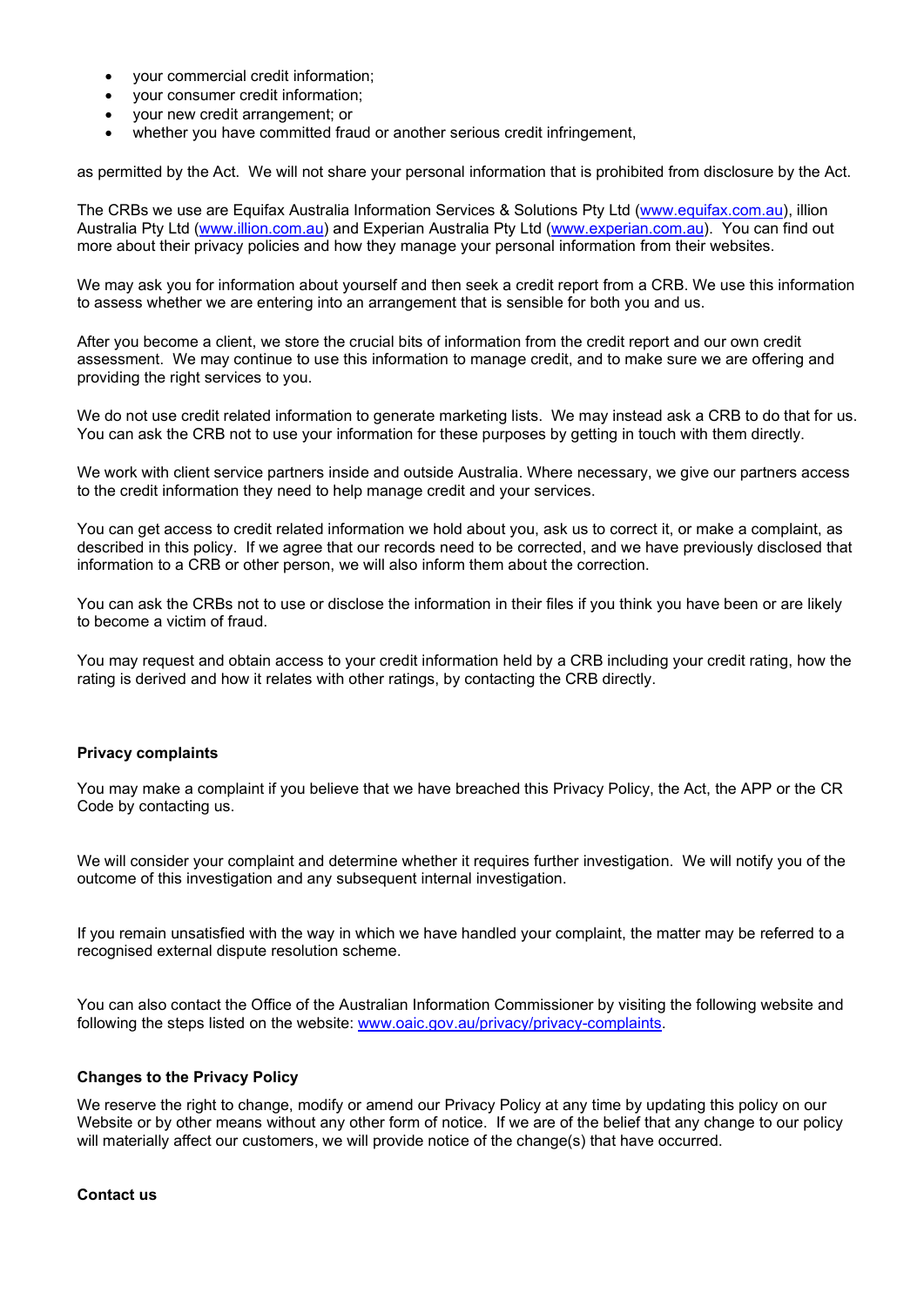- your commercial credit information;
- your consumer credit information;
- your new credit arrangement; or
- whether you have committed fraud or another serious credit infringement,

as permitted by the Act. We will not share your personal information that is prohibited from disclosure by the Act.

The CRBs we use are Equifax Australia Information Services & Solutions Pty Ltd (www.equifax.com.au), illion Australia Pty Ltd (www.illion.com.au) and Experian Australia Pty Ltd (www.experian.com.au). You can find out more about their privacy policies and how they manage your personal information from their websites.

We may ask you for information about yourself and then seek a credit report from a CRB. We use this information to assess whether we are entering into an arrangement that is sensible for both you and us.

After you become a client, we store the crucial bits of information from the credit report and our own credit assessment. We may continue to use this information to manage credit, and to make sure we are offering and providing the right services to you.

We do not use credit related information to generate marketing lists. We may instead ask a CRB to do that for us. You can ask the CRB not to use your information for these purposes by getting in touch with them directly.

We work with client service partners inside and outside Australia. Where necessary, we give our partners access to the credit information they need to help manage credit and your services.

You can get access to credit related information we hold about you, ask us to correct it, or make a complaint, as described in this policy. If we agree that our records need to be corrected, and we have previously disclosed that information to a CRB or other person, we will also inform them about the correction.

You can ask the CRBs not to use or disclose the information in their files if you think you have been or are likely to become a victim of fraud.

You may request and obtain access to your credit information held by a CRB including your credit rating, how the rating is derived and how it relates with other ratings, by contacting the CRB directly.

**Privacy complaints**

You may make a complaint if you believe that we have breached this Privacy Policy, the Act, the APP or the CR Code by contacting us.

We will consider your complaint and determine whether it requires further investigation. We will notify you of the outcome of this investigation and any subsequent internal investigation.

If you remain unsatisfied with the way in which we have handled your complaint, the matter may be referred to a recognised external dispute resolution scheme.

You can also contact the Office of the Australian Information Commissioner by visiting the following website and following the steps listed on the website: www.oaic.gov.au/privacy/privacy-complaints.

**Changes to the Privacy Policy**

We reserve the right to change, modify or amend our Privacy Policy at any time by updating this policy on our Website or by other means without any other form of notice. If we are of the belief that any change to our policy will materially affect our customers, we will provide notice of the change(s) that have occurred.

**Contact us**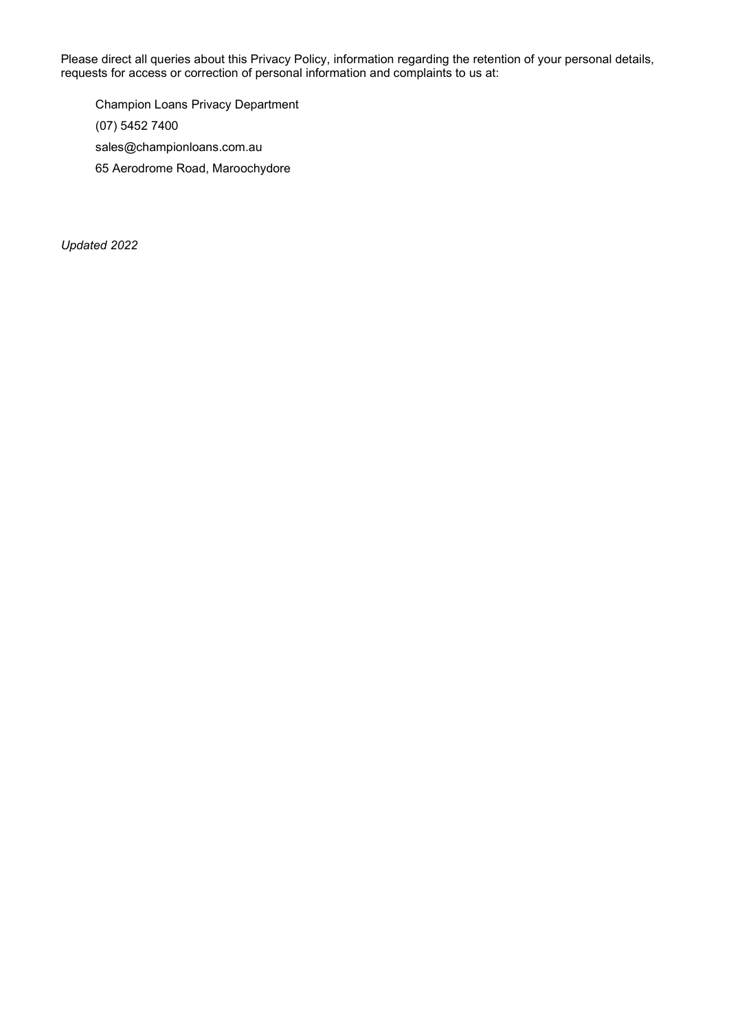Please direct all queries about this Privacy Policy, information regarding the retention of your personal details, requests for access or correction of personal information and complaints to us at:

Champion Loans Privacy Department

(07) 5452 7400

sales@championloans.com.au

65 Aerodrome Road, Maroochydore

*Updated 2022*